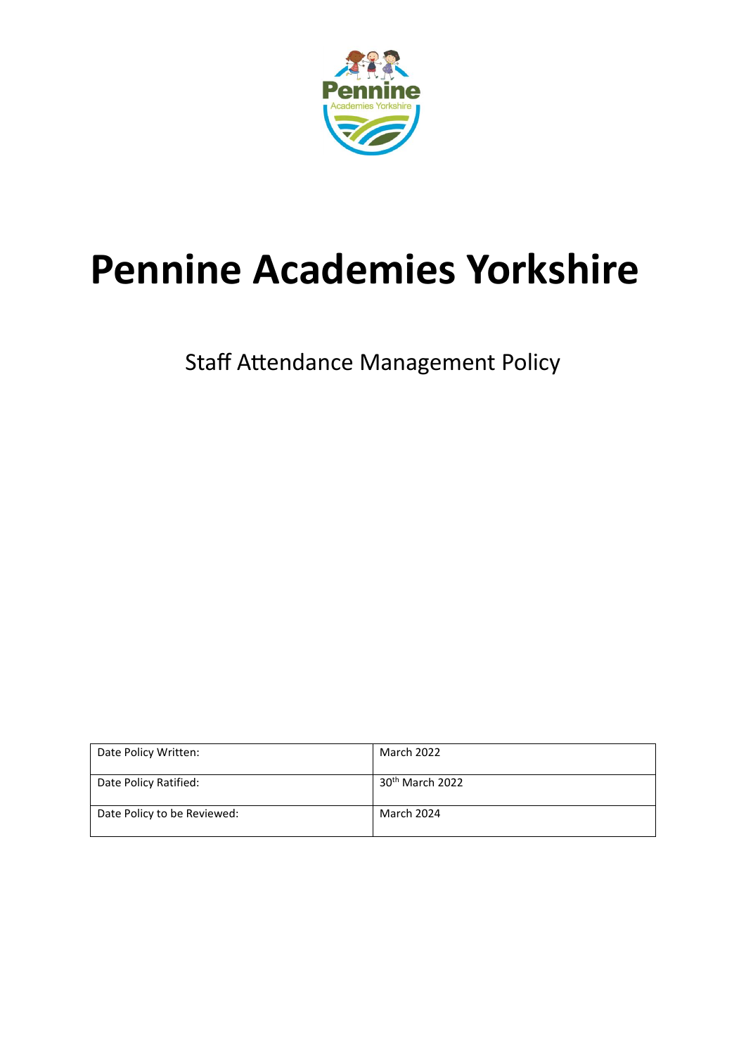# Pennine Academies Yorkshire

Staff Attendance Management Policy

| Date Policy Written: | March 2022 |
|---|---|
| Date Policy Ratified: | 30th March 2022 |
| Date Policy to be Reviewed: | March 2024 |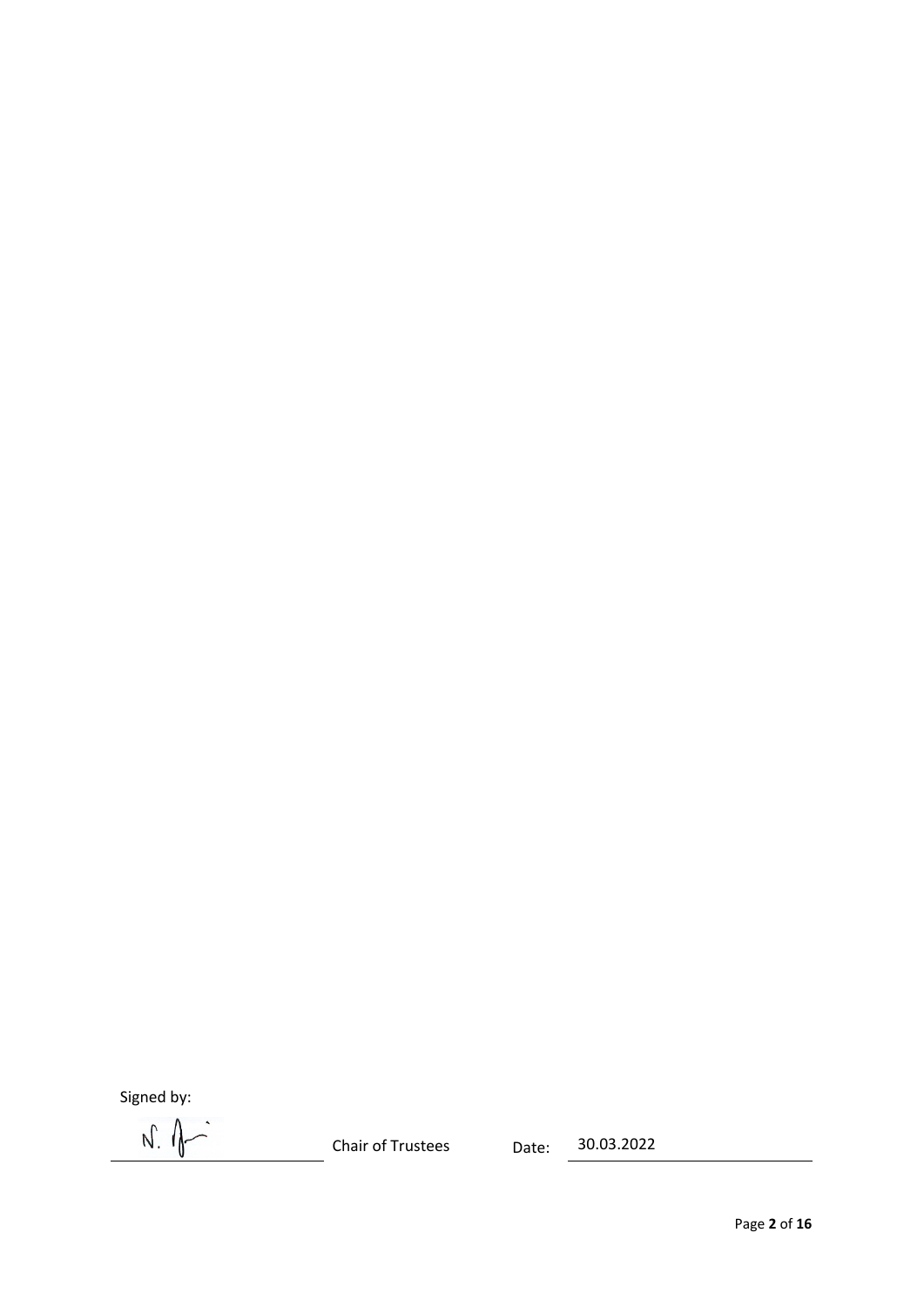Signed by:

N. [signature] Chair of Trustees Date: 30.03.2022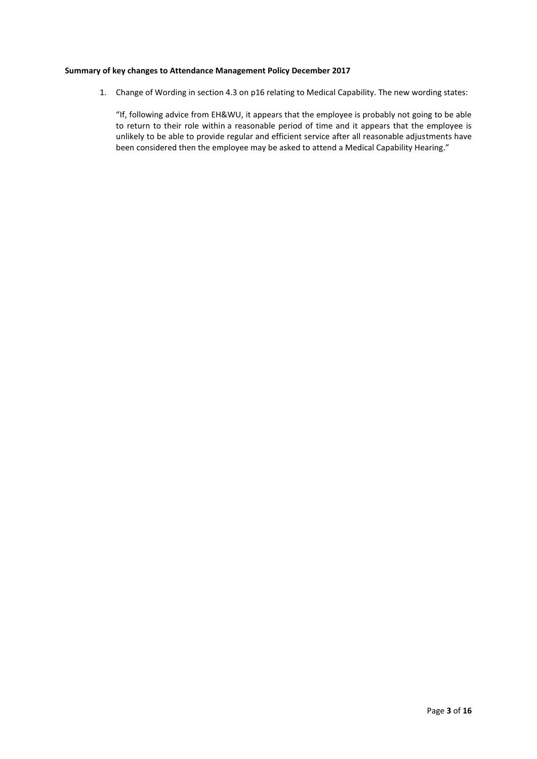**Summary of key changes to Attendance Management Policy December 2017**

1. Change of Wording in section 4.3 on p16 relating to Medical Capability. The new wording states:

   "If, following advice from EH&WU, it appears that the employee is probably not going to be able to return to their role within a reasonable period of time and it appears that the employee is unlikely to be able to provide regular and efficient service after all reasonable adjustments have been considered then the employee may be asked to attend a Medical Capability Hearing."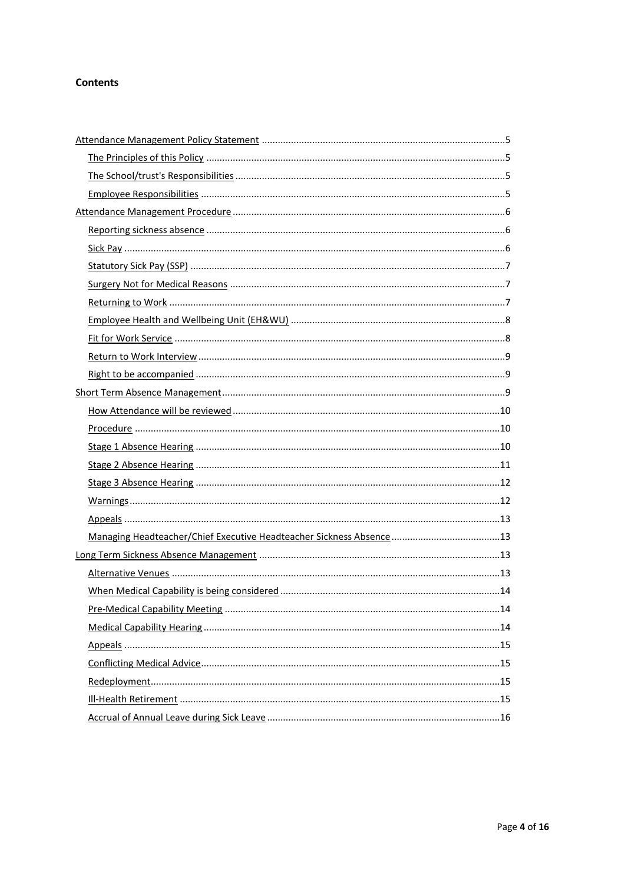**Contents**

- [Attendance Management Policy Statement](#) ... 5
  - The Principles of this Policy ... 5
  - The School/trust's Responsibilities ... 5
  - Employee Responsibilities ... 5
- Attendance Management Procedure ... 6
  - Reporting sickness absence ... 6
  - Sick Pay ... 6
  - Statutory Sick Pay (SSP) ... 7
  - Surgery Not for Medical Reasons ... 7
  - Returning to Work ... 7
  - Employee Health and Wellbeing Unit (EH&WU) ... 8
  - Fit for Work Service ... 8
  - Return to Work Interview ... 9
  - Right to be accompanied ... 9
- Short Term Absence Management ... 9
  - How Attendance will be reviewed ... 10
  - Procedure ... 10
  - Stage 1 Absence Hearing ... 10
  - Stage 2 Absence Hearing ... 11
  - Stage 3 Absence Hearing ... 12
  - Warnings ... 12
  - Appeals ... 13
  - Managing Headteacher/Chief Executive Headteacher Sickness Absence ... 13
- Long Term Sickness Absence Management ... 13
  - Alternative Venues ... 13
  - When Medical Capability is being considered ... 14
  - Pre-Medical Capability Meeting ... 14
  - Medical Capability Hearing ... 14
  - Appeals ... 15
  - Conflicting Medical Advice ... 15
  - Redeployment ... 15
  - Ill-Health Retirement ... 15
  - Accrual of Annual Leave during Sick Leave ... 16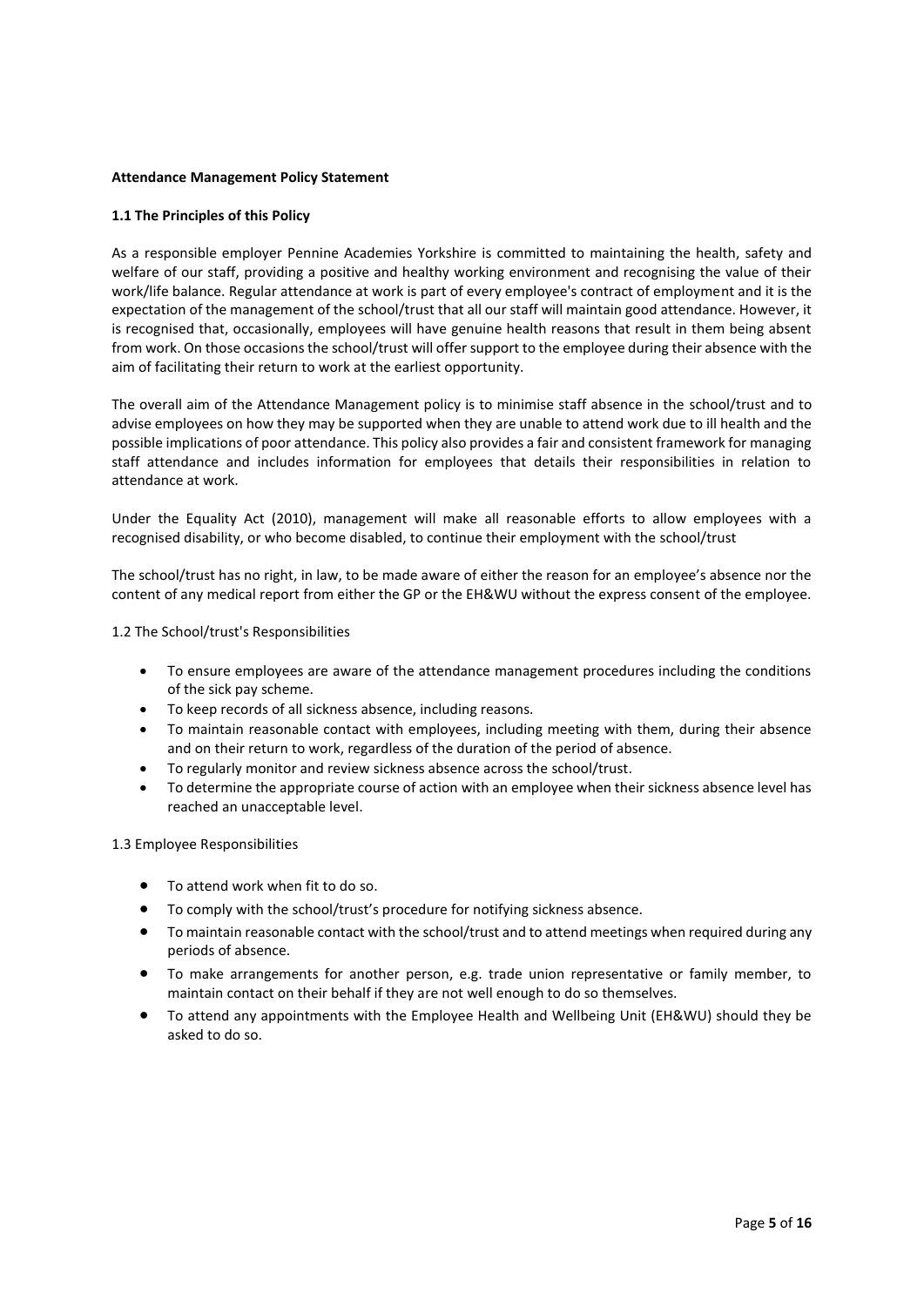**Attendance Management Policy Statement**

**1.1 The Principles of this Policy**

As a responsible employer Pennine Academies Yorkshire is committed to maintaining the health, safety and welfare of our staff, providing a positive and healthy working environment and recognising the value of their work/life balance. Regular attendance at work is part of every employee's contract of employment and it is the expectation of the management of the school/trust that all our staff will maintain good attendance. However, it is recognised that, occasionally, employees will have genuine health reasons that result in them being absent from work. On those occasions the school/trust will offer support to the employee during their absence with the aim of facilitating their return to work at the earliest opportunity.

The overall aim of the Attendance Management policy is to minimise staff absence in the school/trust and to advise employees on how they may be supported when they are unable to attend work due to ill health and the possible implications of poor attendance. This policy also provides a fair and consistent framework for managing staff attendance and includes information for employees that details their responsibilities in relation to attendance at work.

Under the Equality Act (2010), management will make all reasonable efforts to allow employees with a recognised disability, or who become disabled, to continue their employment with the school/trust

The school/trust has no right, in law, to be made aware of either the reason for an employee's absence nor the content of any medical report from either the GP or the EH&WU without the express consent of the employee.

1.2 The School/trust's Responsibilities

- To ensure employees are aware of the attendance management procedures including the conditions of the sick pay scheme.
- To keep records of all sickness absence, including reasons.
- To maintain reasonable contact with employees, including meeting with them, during their absence and on their return to work, regardless of the duration of the period of absence.
- To regularly monitor and review sickness absence across the school/trust.
- To determine the appropriate course of action with an employee when their sickness absence level has reached an unacceptable level.

1.3 Employee Responsibilities

- To attend work when fit to do so.
- To comply with the school/trust's procedure for notifying sickness absence.
- To maintain reasonable contact with the school/trust and to attend meetings when required during any periods of absence.
- To make arrangements for another person, e.g. trade union representative or family member, to maintain contact on their behalf if they are not well enough to do so themselves.
- To attend any appointments with the Employee Health and Wellbeing Unit (EH&WU) should they be asked to do so.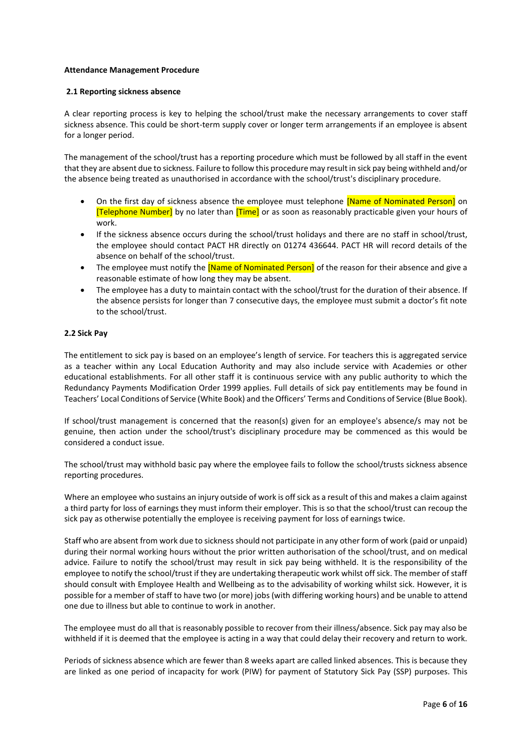**Attendance Management Procedure**

**2.1 Reporting sickness absence**

A clear reporting process is key to helping the school/trust make the necessary arrangements to cover staff sickness absence. This could be short-term supply cover or longer term arrangements if an employee is absent for a longer period.

The management of the school/trust has a reporting procedure which must be followed by all staff in the event that they are absent due to sickness. Failure to follow this procedure may result in sick pay being withheld and/or the absence being treated as unauthorised in accordance with the school/trust's disciplinary procedure.

- On the first day of sickness absence the employee must telephone [Name of Nominated Person] on [Telephone Number] by no later than [Time] or as soon as reasonably practicable given your hours of work.
- If the sickness absence occurs during the school/trust holidays and there are no staff in school/trust, the employee should contact PACT HR directly on 01274 436644. PACT HR will record details of the absence on behalf of the school/trust.
- The employee must notify the [Name of Nominated Person] of the reason for their absence and give a reasonable estimate of how long they may be absent.
- The employee has a duty to maintain contact with the school/trust for the duration of their absence. If the absence persists for longer than 7 consecutive days, the employee must submit a doctor's fit note to the school/trust.

**2.2 Sick Pay**

The entitlement to sick pay is based on an employee's length of service. For teachers this is aggregated service as a teacher within any Local Education Authority and may also include service with Academies or other educational establishments. For all other staff it is continuous service with any public authority to which the Redundancy Payments Modification Order 1999 applies. Full details of sick pay entitlements may be found in Teachers' Local Conditions of Service (White Book) and the Officers' Terms and Conditions of Service (Blue Book).

If school/trust management is concerned that the reason(s) given for an employee's absence/s may not be genuine, then action under the school/trust's disciplinary procedure may be commenced as this would be considered a conduct issue.

The school/trust may withhold basic pay where the employee fails to follow the school/trusts sickness absence reporting procedures.

Where an employee who sustains an injury outside of work is off sick as a result of this and makes a claim against a third party for loss of earnings they must inform their employer. This is so that the school/trust can recoup the sick pay as otherwise potentially the employee is receiving payment for loss of earnings twice.

Staff who are absent from work due to sickness should not participate in any other form of work (paid or unpaid) during their normal working hours without the prior written authorisation of the school/trust, and on medical advice. Failure to notify the school/trust may result in sick pay being withheld. It is the responsibility of the employee to notify the school/trust if they are undertaking therapeutic work whilst off sick. The member of staff should consult with Employee Health and Wellbeing as to the advisability of working whilst sick. However, it is possible for a member of staff to have two (or more) jobs (with differing working hours) and be unable to attend one due to illness but able to continue to work in another.

The employee must do all that is reasonably possible to recover from their illness/absence. Sick pay may also be withheld if it is deemed that the employee is acting in a way that could delay their recovery and return to work.

Periods of sickness absence which are fewer than 8 weeks apart are called linked absences. This is because they are linked as one period of incapacity for work (PIW) for payment of Statutory Sick Pay (SSP) purposes. This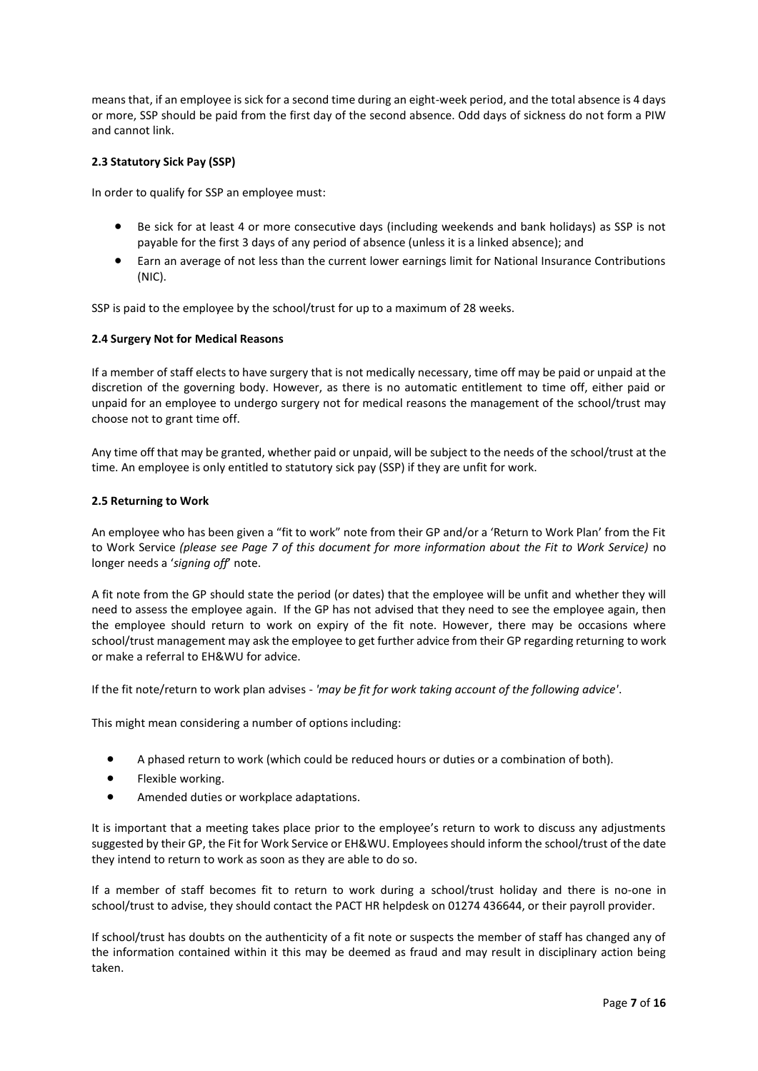means that, if an employee is sick for a second time during an eight-week period, and the total absence is 4 days or more, SSP should be paid from the first day of the second absence. Odd days of sickness do not form a PIW and cannot link.

### 2.3 Statutory Sick Pay (SSP)

In order to qualify for SSP an employee must:

- Be sick for at least 4 or more consecutive days (including weekends and bank holidays) as SSP is not payable for the first 3 days of any period of absence (unless it is a linked absence); and
- Earn an average of not less than the current lower earnings limit for National Insurance Contributions (NIC).

SSP is paid to the employee by the school/trust for up to a maximum of 28 weeks.

### 2.4 Surgery Not for Medical Reasons

If a member of staff elects to have surgery that is not medically necessary, time off may be paid or unpaid at the discretion of the governing body. However, as there is no automatic entitlement to time off, either paid or unpaid for an employee to undergo surgery not for medical reasons the management of the school/trust may choose not to grant time off.

Any time off that may be granted, whether paid or unpaid, will be subject to the needs of the school/trust at the time. An employee is only entitled to statutory sick pay (SSP) if they are unfit for work.

### 2.5 Returning to Work

An employee who has been given a "fit to work" note from their GP and/or a 'Return to Work Plan' from the Fit to Work Service *(please see Page 7 of this document for more information about the Fit to Work Service)* no longer needs a '*signing off*' note.

A fit note from the GP should state the period (or dates) that the employee will be unfit and whether they will need to assess the employee again. If the GP has not advised that they need to see the employee again, then the employee should return to work on expiry of the fit note. However, there may be occasions where school/trust management may ask the employee to get further advice from their GP regarding returning to work or make a referral to EH&WU for advice.

If the fit note/return to work plan advises - *'may be fit for work taking account of the following advice'*.

This might mean considering a number of options including:

- A phased return to work (which could be reduced hours or duties or a combination of both).
- Flexible working.
- Amended duties or workplace adaptations.

It is important that a meeting takes place prior to the employee's return to work to discuss any adjustments suggested by their GP, the Fit for Work Service or EH&WU. Employees should inform the school/trust of the date they intend to return to work as soon as they are able to do so.

If a member of staff becomes fit to return to work during a school/trust holiday and there is no-one in school/trust to advise, they should contact the PACT HR helpdesk on 01274 436644, or their payroll provider.

If school/trust has doubts on the authenticity of a fit note or suspects the member of staff has changed any of the information contained within it this may be deemed as fraud and may result in disciplinary action being taken.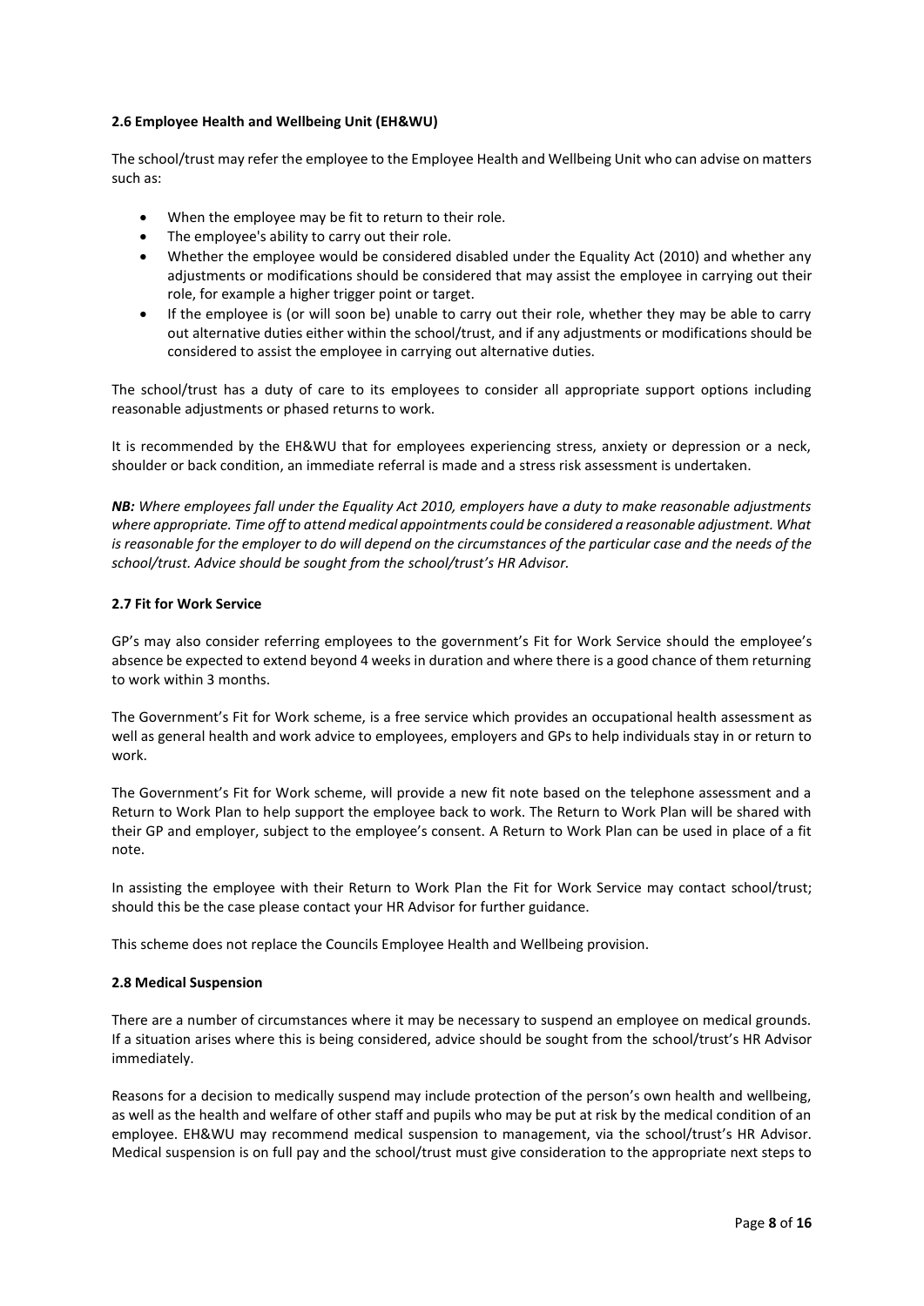### 2.6 Employee Health and Wellbeing Unit (EH&WU)

The school/trust may refer the employee to the Employee Health and Wellbeing Unit who can advise on matters such as:

- When the employee may be fit to return to their role.
- The employee's ability to carry out their role.
- Whether the employee would be considered disabled under the Equality Act (2010) and whether any adjustments or modifications should be considered that may assist the employee in carrying out their role, for example a higher trigger point or target.
- If the employee is (or will soon be) unable to carry out their role, whether they may be able to carry out alternative duties either within the school/trust, and if any adjustments or modifications should be considered to assist the employee in carrying out alternative duties.

The school/trust has a duty of care to its employees to consider all appropriate support options including reasonable adjustments or phased returns to work.

It is recommended by the EH&WU that for employees experiencing stress, anxiety or depression or a neck, shoulder or back condition, an immediate referral is made and a stress risk assessment is undertaken.

***NB:*** *Where employees fall under the Equality Act 2010, employers have a duty to make reasonable adjustments where appropriate. Time off to attend medical appointments could be considered a reasonable adjustment. What is reasonable for the employer to do will depend on the circumstances of the particular case and the needs of the school/trust. Advice should be sought from the school/trust's HR Advisor.*

### 2.7 Fit for Work Service

GP's may also consider referring employees to the government's Fit for Work Service should the employee's absence be expected to extend beyond 4 weeks in duration and where there is a good chance of them returning to work within 3 months.

The Government's Fit for Work scheme, is a free service which provides an occupational health assessment as well as general health and work advice to employees, employers and GPs to help individuals stay in or return to work.

The Government's Fit for Work scheme, will provide a new fit note based on the telephone assessment and a Return to Work Plan to help support the employee back to work. The Return to Work Plan will be shared with their GP and employer, subject to the employee's consent. A Return to Work Plan can be used in place of a fit note.

In assisting the employee with their Return to Work Plan the Fit for Work Service may contact school/trust; should this be the case please contact your HR Advisor for further guidance.

This scheme does not replace the Councils Employee Health and Wellbeing provision.

### 2.8 Medical Suspension

There are a number of circumstances where it may be necessary to suspend an employee on medical grounds. If a situation arises where this is being considered, advice should be sought from the school/trust's HR Advisor immediately.

Reasons for a decision to medically suspend may include protection of the person's own health and wellbeing, as well as the health and welfare of other staff and pupils who may be put at risk by the medical condition of an employee. EH&WU may recommend medical suspension to management, via the school/trust's HR Advisor. Medical suspension is on full pay and the school/trust must give consideration to the appropriate next steps to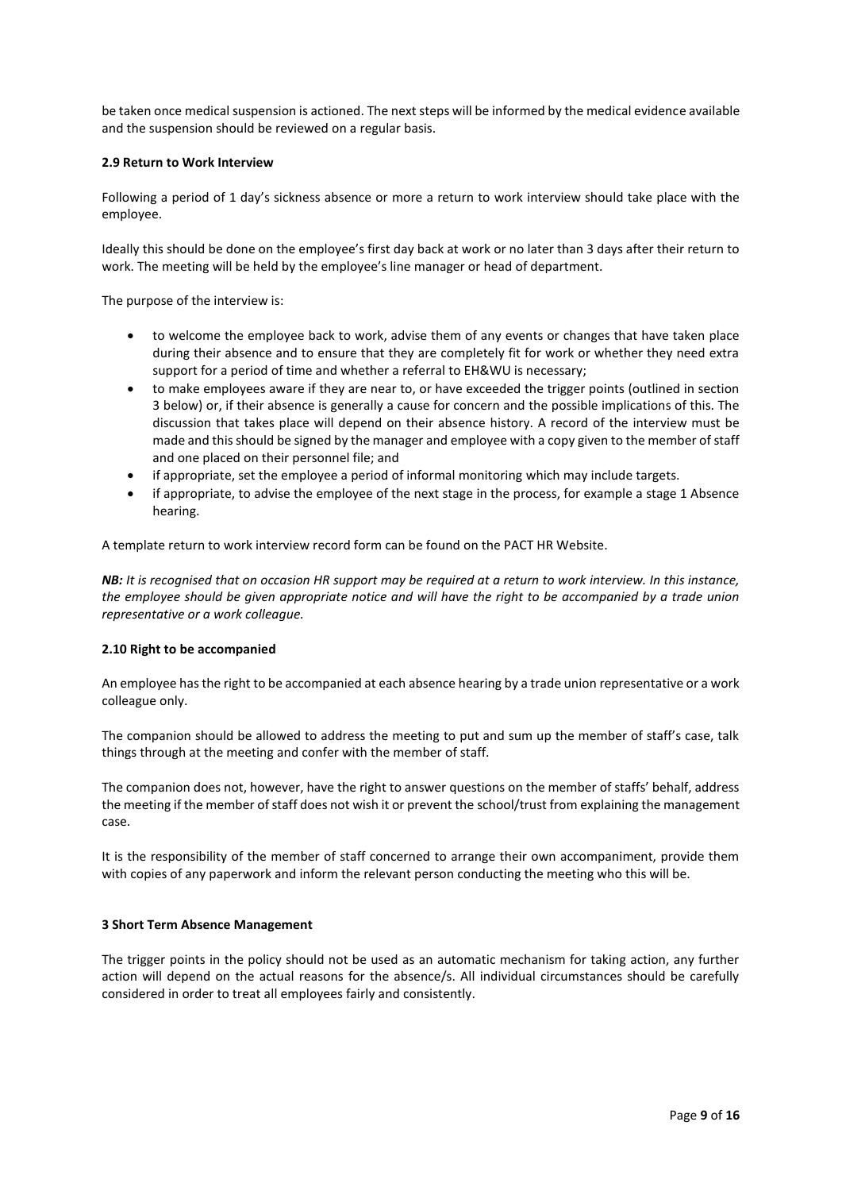be taken once medical suspension is actioned. The next steps will be informed by the medical evidence available and the suspension should be reviewed on a regular basis.

### 2.9 Return to Work Interview

Following a period of 1 day's sickness absence or more a return to work interview should take place with the employee.

Ideally this should be done on the employee's first day back at work or no later than 3 days after their return to work. The meeting will be held by the employee's line manager or head of department.

The purpose of the interview is:

- to welcome the employee back to work, advise them of any events or changes that have taken place during their absence and to ensure that they are completely fit for work or whether they need extra support for a period of time and whether a referral to EH&WU is necessary;
- to make employees aware if they are near to, or have exceeded the trigger points (outlined in section 3 below) or, if their absence is generally a cause for concern and the possible implications of this. The discussion that takes place will depend on their absence history. A record of the interview must be made and this should be signed by the manager and employee with a copy given to the member of staff and one placed on their personnel file; and
- if appropriate, set the employee a period of informal monitoring which may include targets.
- if appropriate, to advise the employee of the next stage in the process, for example a stage 1 Absence hearing.

A template return to work interview record form can be found on the PACT HR Website.

***NB:*** *It is recognised that on occasion HR support may be required at a return to work interview. In this instance, the employee should be given appropriate notice and will have the right to be accompanied by a trade union representative or a work colleague.*

### 2.10 Right to be accompanied

An employee has the right to be accompanied at each absence hearing by a trade union representative or a work colleague only.

The companion should be allowed to address the meeting to put and sum up the member of staff's case, talk things through at the meeting and confer with the member of staff.

The companion does not, however, have the right to answer questions on the member of staffs' behalf, address the meeting if the member of staff does not wish it or prevent the school/trust from explaining the management case.

It is the responsibility of the member of staff concerned to arrange their own accompaniment, provide them with copies of any paperwork and inform the relevant person conducting the meeting who this will be.

## 3 Short Term Absence Management

The trigger points in the policy should not be used as an automatic mechanism for taking action, any further action will depend on the actual reasons for the absence/s. All individual circumstances should be carefully considered in order to treat all employees fairly and consistently.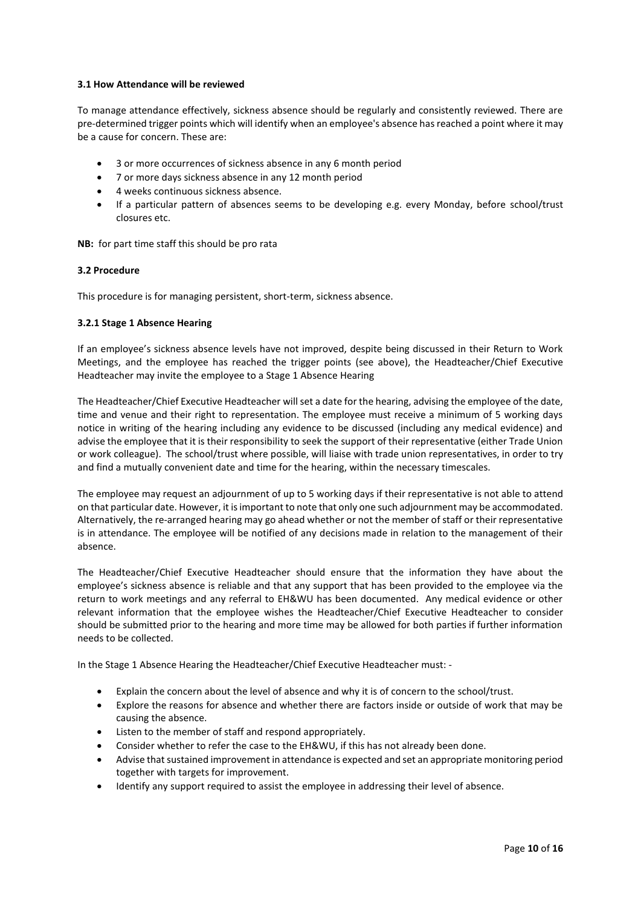### 3.1 How Attendance will be reviewed

To manage attendance effectively, sickness absence should be regularly and consistently reviewed. There are pre-determined trigger points which will identify when an employee's absence has reached a point where it may be a cause for concern. These are:

- 3 or more occurrences of sickness absence in any 6 month period
- 7 or more days sickness absence in any 12 month period
- 4 weeks continuous sickness absence.
- If a particular pattern of absences seems to be developing e.g. every Monday, before school/trust closures etc.

**NB:** for part time staff this should be pro rata

### 3.2 Procedure

This procedure is for managing persistent, short-term, sickness absence.

#### 3.2.1 Stage 1 Absence Hearing

If an employee's sickness absence levels have not improved, despite being discussed in their Return to Work Meetings, and the employee has reached the trigger points (see above), the Headteacher/Chief Executive Headteacher may invite the employee to a Stage 1 Absence Hearing

The Headteacher/Chief Executive Headteacher will set a date for the hearing, advising the employee of the date, time and venue and their right to representation. The employee must receive a minimum of 5 working days notice in writing of the hearing including any evidence to be discussed (including any medical evidence) and advise the employee that it is their responsibility to seek the support of their representative (either Trade Union or work colleague). The school/trust where possible, will liaise with trade union representatives, in order to try and find a mutually convenient date and time for the hearing, within the necessary timescales.

The employee may request an adjournment of up to 5 working days if their representative is not able to attend on that particular date. However, it is important to note that only one such adjournment may be accommodated. Alternatively, the re-arranged hearing may go ahead whether or not the member of staff or their representative is in attendance. The employee will be notified of any decisions made in relation to the management of their absence.

The Headteacher/Chief Executive Headteacher should ensure that the information they have about the employee's sickness absence is reliable and that any support that has been provided to the employee via the return to work meetings and any referral to EH&WU has been documented. Any medical evidence or other relevant information that the employee wishes the Headteacher/Chief Executive Headteacher to consider should be submitted prior to the hearing and more time may be allowed for both parties if further information needs to be collected.

In the Stage 1 Absence Hearing the Headteacher/Chief Executive Headteacher must: -

- Explain the concern about the level of absence and why it is of concern to the school/trust.
- Explore the reasons for absence and whether there are factors inside or outside of work that may be causing the absence.
- Listen to the member of staff and respond appropriately.
- Consider whether to refer the case to the EH&WU, if this has not already been done.
- Advise that sustained improvement in attendance is expected and set an appropriate monitoring period together with targets for improvement.
- Identify any support required to assist the employee in addressing their level of absence.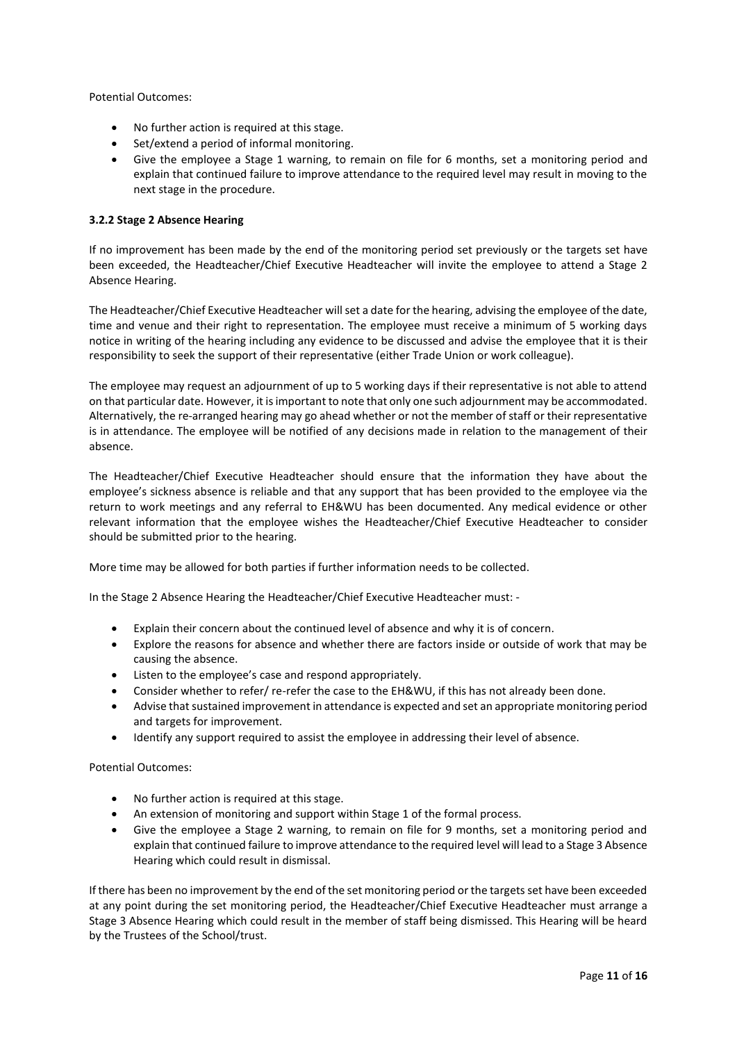Potential Outcomes:

- No further action is required at this stage.
- Set/extend a period of informal monitoring.
- Give the employee a Stage 1 warning, to remain on file for 6 months, set a monitoring period and explain that continued failure to improve attendance to the required level may result in moving to the next stage in the procedure.

### 3.2.2 Stage 2 Absence Hearing

If no improvement has been made by the end of the monitoring period set previously or the targets set have been exceeded, the Headteacher/Chief Executive Headteacher will invite the employee to attend a Stage 2 Absence Hearing.

The Headteacher/Chief Executive Headteacher will set a date for the hearing, advising the employee of the date, time and venue and their right to representation. The employee must receive a minimum of 5 working days notice in writing of the hearing including any evidence to be discussed and advise the employee that it is their responsibility to seek the support of their representative (either Trade Union or work colleague).

The employee may request an adjournment of up to 5 working days if their representative is not able to attend on that particular date. However, it is important to note that only one such adjournment may be accommodated. Alternatively, the re-arranged hearing may go ahead whether or not the member of staff or their representative is in attendance. The employee will be notified of any decisions made in relation to the management of their absence.

The Headteacher/Chief Executive Headteacher should ensure that the information they have about the employee's sickness absence is reliable and that any support that has been provided to the employee via the return to work meetings and any referral to EH&WU has been documented. Any medical evidence or other relevant information that the employee wishes the Headteacher/Chief Executive Headteacher to consider should be submitted prior to the hearing.

More time may be allowed for both parties if further information needs to be collected.

In the Stage 2 Absence Hearing the Headteacher/Chief Executive Headteacher must: -

- Explain their concern about the continued level of absence and why it is of concern.
- Explore the reasons for absence and whether there are factors inside or outside of work that may be causing the absence.
- Listen to the employee's case and respond appropriately.
- Consider whether to refer/ re-refer the case to the EH&WU, if this has not already been done.
- Advise that sustained improvement in attendance is expected and set an appropriate monitoring period and targets for improvement.
- Identify any support required to assist the employee in addressing their level of absence.

Potential Outcomes:

- No further action is required at this stage.
- An extension of monitoring and support within Stage 1 of the formal process.
- Give the employee a Stage 2 warning, to remain on file for 9 months, set a monitoring period and explain that continued failure to improve attendance to the required level will lead to a Stage 3 Absence Hearing which could result in dismissal.

If there has been no improvement by the end of the set monitoring period or the targets set have been exceeded at any point during the set monitoring period, the Headteacher/Chief Executive Headteacher must arrange a Stage 3 Absence Hearing which could result in the member of staff being dismissed. This Hearing will be heard by the Trustees of the School/trust.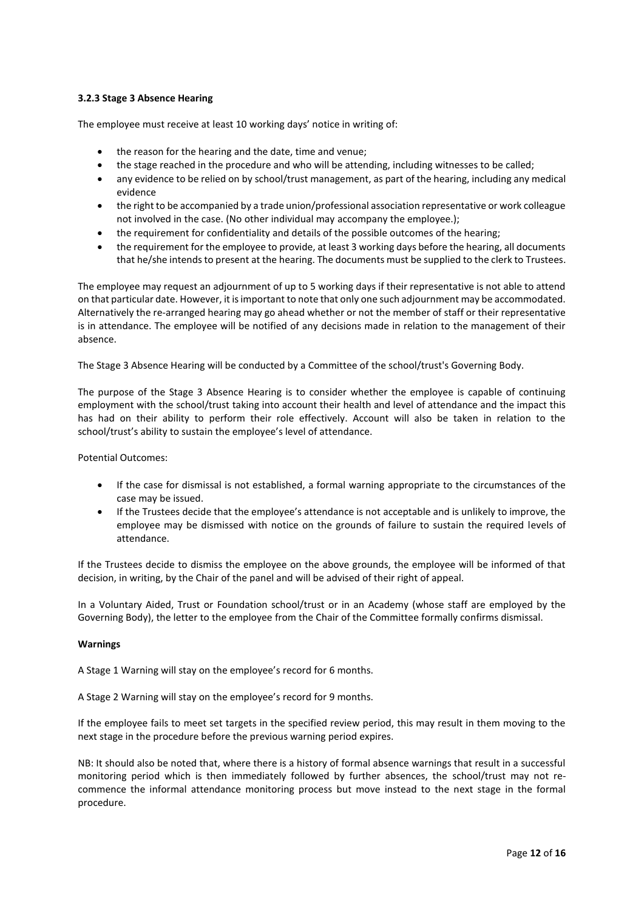### 3.2.3 Stage 3 Absence Hearing

The employee must receive at least 10 working days' notice in writing of:

- the reason for the hearing and the date, time and venue;
- the stage reached in the procedure and who will be attending, including witnesses to be called;
- any evidence to be relied on by school/trust management, as part of the hearing, including any medical evidence
- the right to be accompanied by a trade union/professional association representative or work colleague not involved in the case. (No other individual may accompany the employee.);
- the requirement for confidentiality and details of the possible outcomes of the hearing;
- the requirement for the employee to provide, at least 3 working days before the hearing, all documents that he/she intends to present at the hearing. The documents must be supplied to the clerk to Trustees.

The employee may request an adjournment of up to 5 working days if their representative is not able to attend on that particular date. However, it is important to note that only one such adjournment may be accommodated. Alternatively the re-arranged hearing may go ahead whether or not the member of staff or their representative is in attendance. The employee will be notified of any decisions made in relation to the management of their absence.

The Stage 3 Absence Hearing will be conducted by a Committee of the school/trust's Governing Body.

The purpose of the Stage 3 Absence Hearing is to consider whether the employee is capable of continuing employment with the school/trust taking into account their health and level of attendance and the impact this has had on their ability to perform their role effectively. Account will also be taken in relation to the school/trust's ability to sustain the employee's level of attendance.

Potential Outcomes:

- If the case for dismissal is not established, a formal warning appropriate to the circumstances of the case may be issued.
- If the Trustees decide that the employee's attendance is not acceptable and is unlikely to improve, the employee may be dismissed with notice on the grounds of failure to sustain the required levels of attendance.

If the Trustees decide to dismiss the employee on the above grounds, the employee will be informed of that decision, in writing, by the Chair of the panel and will be advised of their right of appeal.

In a Voluntary Aided, Trust or Foundation school/trust or in an Academy (whose staff are employed by the Governing Body), the letter to the employee from the Chair of the Committee formally confirms dismissal.

**Warnings**

A Stage 1 Warning will stay on the employee's record for 6 months.

A Stage 2 Warning will stay on the employee's record for 9 months.

If the employee fails to meet set targets in the specified review period, this may result in them moving to the next stage in the procedure before the previous warning period expires.

NB: It should also be noted that, where there is a history of formal absence warnings that result in a successful monitoring period which is then immediately followed by further absences, the school/trust may not re-commence the informal attendance monitoring process but move instead to the next stage in the formal procedure.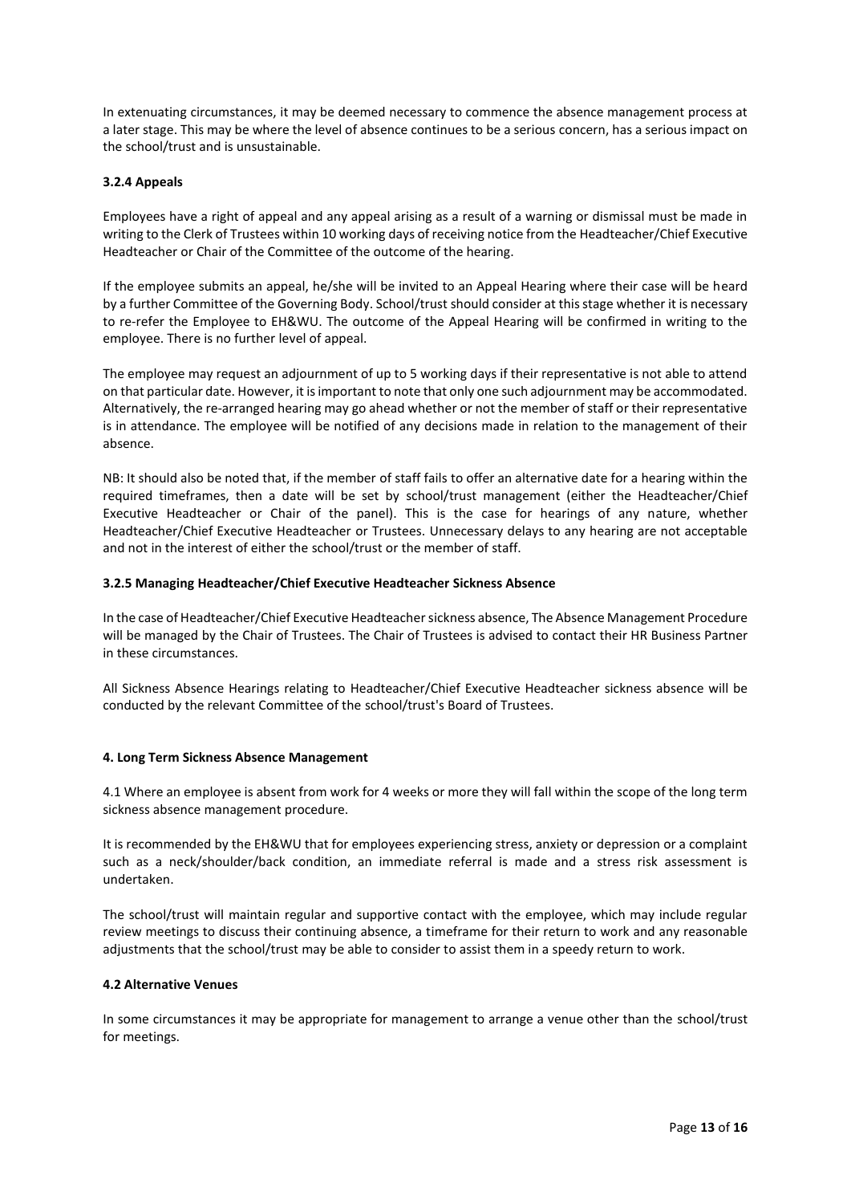In extenuating circumstances, it may be deemed necessary to commence the absence management process at a later stage. This may be where the level of absence continues to be a serious concern, has a serious impact on the school/trust and is unsustainable.

### 3.2.4 Appeals

Employees have a right of appeal and any appeal arising as a result of a warning or dismissal must be made in writing to the Clerk of Trustees within 10 working days of receiving notice from the Headteacher/Chief Executive Headteacher or Chair of the Committee of the outcome of the hearing.

If the employee submits an appeal, he/she will be invited to an Appeal Hearing where their case will be heard by a further Committee of the Governing Body. School/trust should consider at this stage whether it is necessary to re-refer the Employee to EH&WU. The outcome of the Appeal Hearing will be confirmed in writing to the employee. There is no further level of appeal.

The employee may request an adjournment of up to 5 working days if their representative is not able to attend on that particular date. However, it is important to note that only one such adjournment may be accommodated. Alternatively, the re-arranged hearing may go ahead whether or not the member of staff or their representative is in attendance. The employee will be notified of any decisions made in relation to the management of their absence.

NB: It should also be noted that, if the member of staff fails to offer an alternative date for a hearing within the required timeframes, then a date will be set by school/trust management (either the Headteacher/Chief Executive Headteacher or Chair of the panel). This is the case for hearings of any nature, whether Headteacher/Chief Executive Headteacher or Trustees. Unnecessary delays to any hearing are not acceptable and not in the interest of either the school/trust or the member of staff.

### 3.2.5 Managing Headteacher/Chief Executive Headteacher Sickness Absence

In the case of Headteacher/Chief Executive Headteacher sickness absence, The Absence Management Procedure will be managed by the Chair of Trustees. The Chair of Trustees is advised to contact their HR Business Partner in these circumstances.

All Sickness Absence Hearings relating to Headteacher/Chief Executive Headteacher sickness absence will be conducted by the relevant Committee of the school/trust's Board of Trustees.

## 4. Long Term Sickness Absence Management

4.1 Where an employee is absent from work for 4 weeks or more they will fall within the scope of the long term sickness absence management procedure.

It is recommended by the EH&WU that for employees experiencing stress, anxiety or depression or a complaint such as a neck/shoulder/back condition, an immediate referral is made and a stress risk assessment is undertaken.

The school/trust will maintain regular and supportive contact with the employee, which may include regular review meetings to discuss their continuing absence, a timeframe for their return to work and any reasonable adjustments that the school/trust may be able to consider to assist them in a speedy return to work.

### 4.2 Alternative Venues

In some circumstances it may be appropriate for management to arrange a venue other than the school/trust for meetings.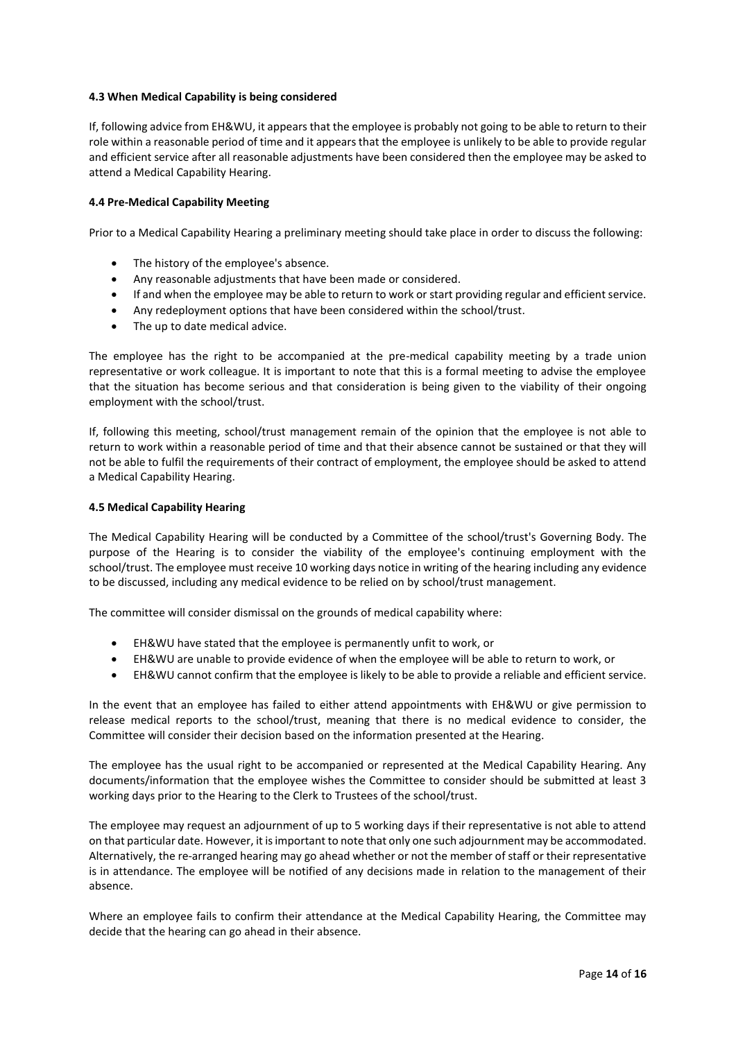#### 4.3 When Medical Capability is being considered

If, following advice from EH&WU, it appears that the employee is probably not going to be able to return to their role within a reasonable period of time and it appears that the employee is unlikely to be able to provide regular and efficient service after all reasonable adjustments have been considered then the employee may be asked to attend a Medical Capability Hearing.

#### 4.4 Pre-Medical Capability Meeting

Prior to a Medical Capability Hearing a preliminary meeting should take place in order to discuss the following:

- The history of the employee's absence.
- Any reasonable adjustments that have been made or considered.
- If and when the employee may be able to return to work or start providing regular and efficient service.
- Any redeployment options that have been considered within the school/trust.
- The up to date medical advice.

The employee has the right to be accompanied at the pre-medical capability meeting by a trade union representative or work colleague. It is important to note that this is a formal meeting to advise the employee that the situation has become serious and that consideration is being given to the viability of their ongoing employment with the school/trust.

If, following this meeting, school/trust management remain of the opinion that the employee is not able to return to work within a reasonable period of time and that their absence cannot be sustained or that they will not be able to fulfil the requirements of their contract of employment, the employee should be asked to attend a Medical Capability Hearing.

#### 4.5 Medical Capability Hearing

The Medical Capability Hearing will be conducted by a Committee of the school/trust's Governing Body. The purpose of the Hearing is to consider the viability of the employee's continuing employment with the school/trust. The employee must receive 10 working days notice in writing of the hearing including any evidence to be discussed, including any medical evidence to be relied on by school/trust management.

The committee will consider dismissal on the grounds of medical capability where:

- EH&WU have stated that the employee is permanently unfit to work, or
- EH&WU are unable to provide evidence of when the employee will be able to return to work, or
- EH&WU cannot confirm that the employee is likely to be able to provide a reliable and efficient service.

In the event that an employee has failed to either attend appointments with EH&WU or give permission to release medical reports to the school/trust, meaning that there is no medical evidence to consider, the Committee will consider their decision based on the information presented at the Hearing.

The employee has the usual right to be accompanied or represented at the Medical Capability Hearing. Any documents/information that the employee wishes the Committee to consider should be submitted at least 3 working days prior to the Hearing to the Clerk to Trustees of the school/trust.

The employee may request an adjournment of up to 5 working days if their representative is not able to attend on that particular date. However, it is important to note that only one such adjournment may be accommodated. Alternatively, the re-arranged hearing may go ahead whether or not the member of staff or their representative is in attendance. The employee will be notified of any decisions made in relation to the management of their absence.

Where an employee fails to confirm their attendance at the Medical Capability Hearing, the Committee may decide that the hearing can go ahead in their absence.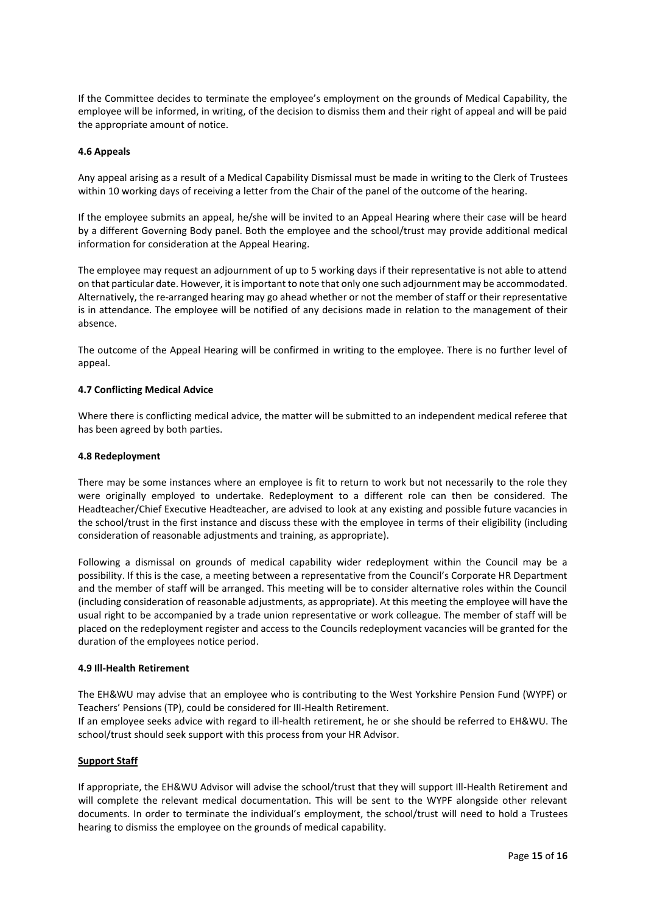If the Committee decides to terminate the employee's employment on the grounds of Medical Capability, the employee will be informed, in writing, of the decision to dismiss them and their right of appeal and will be paid the appropriate amount of notice.

### 4.6 Appeals

Any appeal arising as a result of a Medical Capability Dismissal must be made in writing to the Clerk of Trustees within 10 working days of receiving a letter from the Chair of the panel of the outcome of the hearing.

If the employee submits an appeal, he/she will be invited to an Appeal Hearing where their case will be heard by a different Governing Body panel. Both the employee and the school/trust may provide additional medical information for consideration at the Appeal Hearing.

The employee may request an adjournment of up to 5 working days if their representative is not able to attend on that particular date. However, it is important to note that only one such adjournment may be accommodated. Alternatively, the re-arranged hearing may go ahead whether or not the member of staff or their representative is in attendance. The employee will be notified of any decisions made in relation to the management of their absence.

The outcome of the Appeal Hearing will be confirmed in writing to the employee. There is no further level of appeal.

### 4.7 Conflicting Medical Advice

Where there is conflicting medical advice, the matter will be submitted to an independent medical referee that has been agreed by both parties.

### 4.8 Redeployment

There may be some instances where an employee is fit to return to work but not necessarily to the role they were originally employed to undertake. Redeployment to a different role can then be considered. The Headteacher/Chief Executive Headteacher, are advised to look at any existing and possible future vacancies in the school/trust in the first instance and discuss these with the employee in terms of their eligibility (including consideration of reasonable adjustments and training, as appropriate).

Following a dismissal on grounds of medical capability wider redeployment within the Council may be a possibility. If this is the case, a meeting between a representative from the Council's Corporate HR Department and the member of staff will be arranged. This meeting will be to consider alternative roles within the Council (including consideration of reasonable adjustments, as appropriate). At this meeting the employee will have the usual right to be accompanied by a trade union representative or work colleague. The member of staff will be placed on the redeployment register and access to the Councils redeployment vacancies will be granted for the duration of the employees notice period.

### 4.9 Ill-Health Retirement

The EH&WU may advise that an employee who is contributing to the West Yorkshire Pension Fund (WYPF) or Teachers' Pensions (TP), could be considered for Ill-Health Retirement.
If an employee seeks advice with regard to ill-health retirement, he or she should be referred to EH&WU. The school/trust should seek support with this process from your HR Advisor.

**Support Staff**

If appropriate, the EH&WU Advisor will advise the school/trust that they will support Ill-Health Retirement and will complete the relevant medical documentation. This will be sent to the WYPF alongside other relevant documents. In order to terminate the individual's employment, the school/trust will need to hold a Trustees hearing to dismiss the employee on the grounds of medical capability.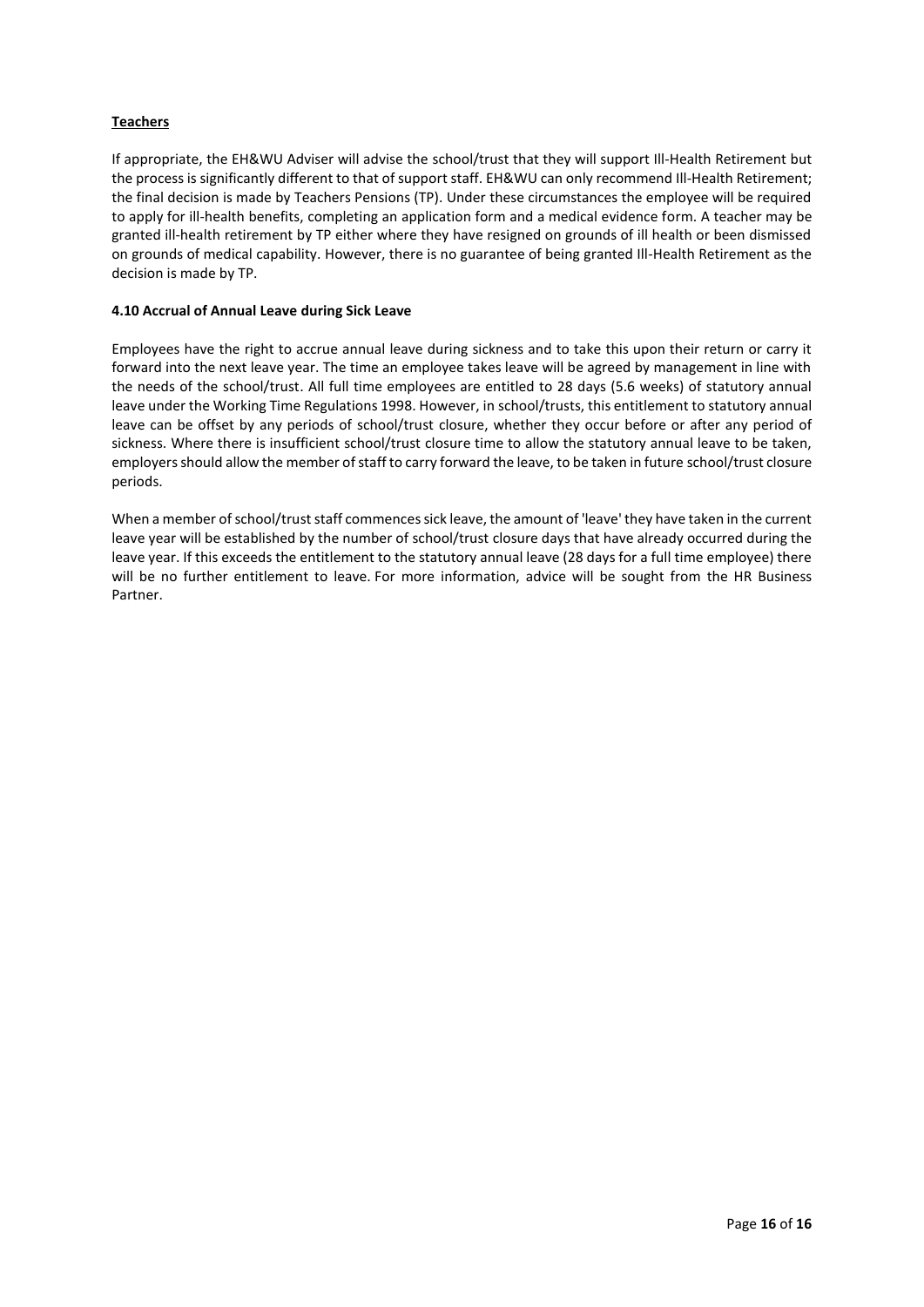**Teachers**

If appropriate, the EH&WU Adviser will advise the school/trust that they will support Ill-Health Retirement but the process is significantly different to that of support staff. EH&WU can only recommend Ill-Health Retirement; the final decision is made by Teachers Pensions (TP). Under these circumstances the employee will be required to apply for ill-health benefits, completing an application form and a medical evidence form. A teacher may be granted ill-health retirement by TP either where they have resigned on grounds of ill health or been dismissed on grounds of medical capability. However, there is no guarantee of being granted Ill-Health Retirement as the decision is made by TP.

### 4.10 Accrual of Annual Leave during Sick Leave

Employees have the right to accrue annual leave during sickness and to take this upon their return or carry it forward into the next leave year. The time an employee takes leave will be agreed by management in line with the needs of the school/trust. All full time employees are entitled to 28 days (5.6 weeks) of statutory annual leave under the Working Time Regulations 1998. However, in school/trusts, this entitlement to statutory annual leave can be offset by any periods of school/trust closure, whether they occur before or after any period of sickness. Where there is insufficient school/trust closure time to allow the statutory annual leave to be taken, employers should allow the member of staff to carry forward the leave, to be taken in future school/trust closure periods.

When a member of school/trust staff commences sick leave, the amount of 'leave' they have taken in the current leave year will be established by the number of school/trust closure days that have already occurred during the leave year. If this exceeds the entitlement to the statutory annual leave (28 days for a full time employee) there will be no further entitlement to leave. For more information, advice will be sought from the HR Business Partner.